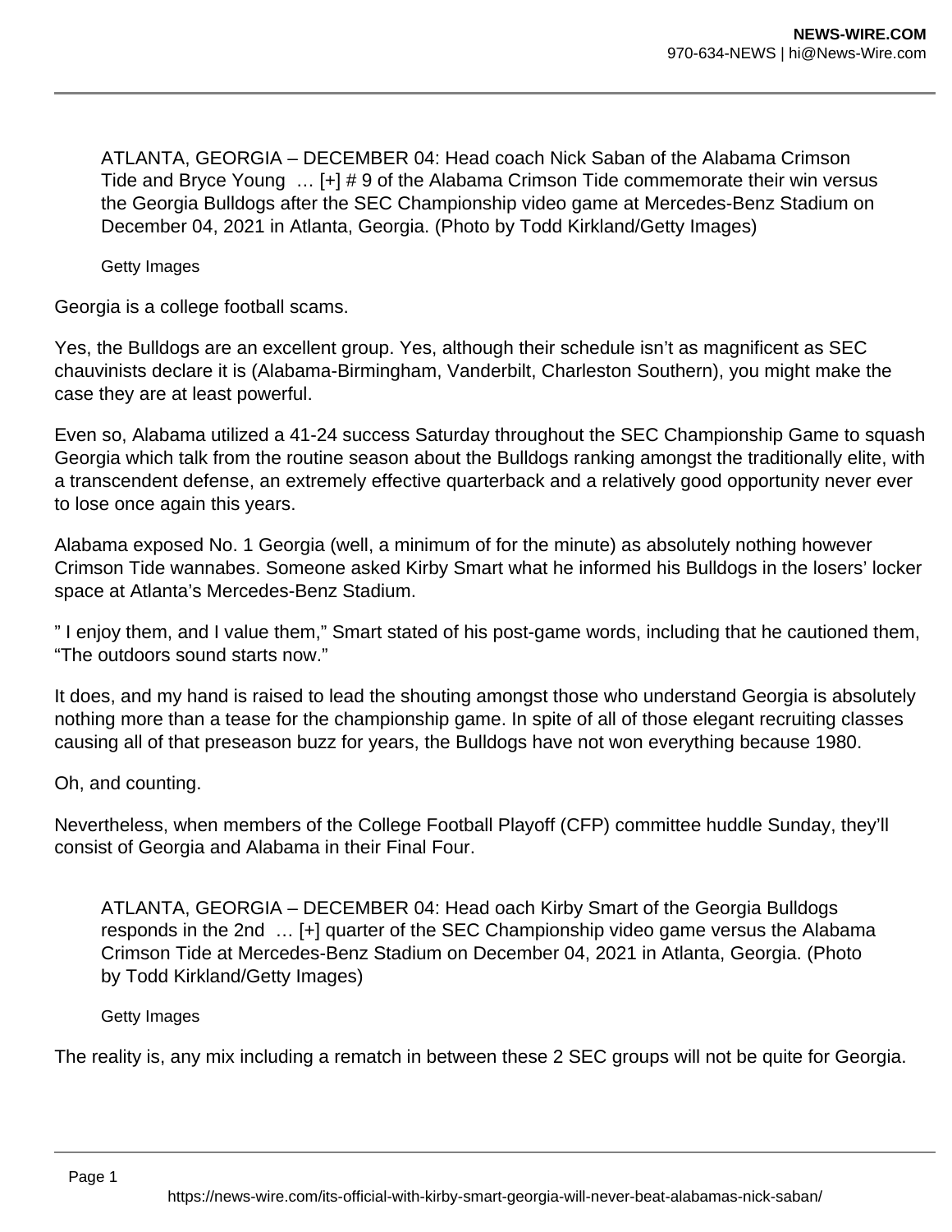ATLANTA, GEORGIA – DECEMBER 04: Head coach Nick Saban of the Alabama Crimson Tide and Bryce Young … [+] # 9 of the Alabama Crimson Tide commemorate their win versus the Georgia Bulldogs after the SEC Championship video game at Mercedes-Benz Stadium on December 04, 2021 in Atlanta, Georgia. (Photo by Todd Kirkland/Getty Images)

Getty Images

Georgia is a college football scams.

Yes, the Bulldogs are an excellent group. Yes, although their schedule isn't as magnificent as SEC chauvinists declare it is (Alabama-Birmingham, Vanderbilt, Charleston Southern), you might make the case they are at least powerful.

Even so, Alabama utilized a 41-24 success Saturday throughout the SEC Championship Game to squash Georgia which talk from the routine season about the Bulldogs ranking amongst the traditionally elite, with a transcendent defense, an extremely effective quarterback and a relatively good opportunity never ever to lose once again this years.

Alabama exposed No. 1 Georgia (well, a minimum of for the minute) as absolutely nothing however Crimson Tide wannabes. Someone asked Kirby Smart what he informed his Bulldogs in the losers' locker space at Atlanta's Mercedes-Benz Stadium.

" I enjoy them, and I value them," Smart stated of his post-game words, including that he cautioned them, "The outdoors sound starts now."

It does, and my hand is raised to lead the shouting amongst those who understand Georgia is absolutely nothing more than a tease for the championship game. In spite of all of those elegant recruiting classes causing all of that preseason buzz for years, the Bulldogs have not won everything because 1980.

Oh, and counting.

Nevertheless, when members of the College Football Playoff (CFP) committee huddle Sunday, they'll consist of Georgia and Alabama in their Final Four.

ATLANTA, GEORGIA – DECEMBER 04: Head oach Kirby Smart of the Georgia Bulldogs responds in the 2nd … [+] quarter of the SEC Championship video game versus the Alabama Crimson Tide at Mercedes-Benz Stadium on December 04, 2021 in Atlanta, Georgia. (Photo by Todd Kirkland/Getty Images)

Getty Images

The reality is, any mix including a rematch in between these 2 SEC groups will not be quite for Georgia.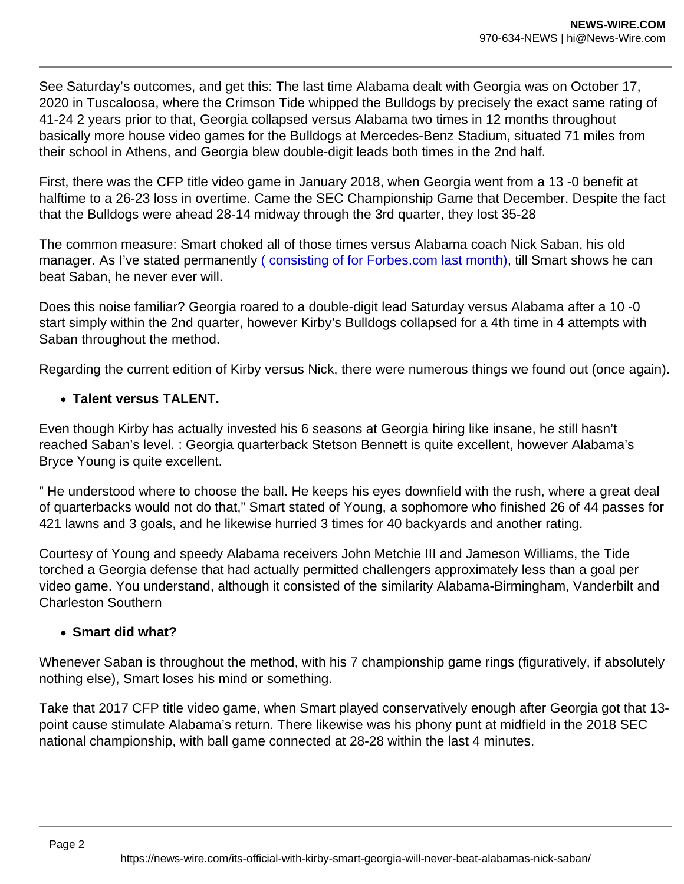See Saturday's outcomes, and get this: The last time Alabama dealt with Georgia was on October 17, 2020 in Tuscaloosa, where the Crimson Tide whipped the Bulldogs by precisely the exact same rating of 41-24 2 years prior to that, Georgia collapsed versus Alabama two times in 12 months throughout basically more house video games for the Bulldogs at Mercedes-Benz Stadium, situated 71 miles from their school in Athens, and Georgia blew double-digit leads both times in the 2nd half.

First, there was the CFP title video game in January 2018, when Georgia went from a 13 -0 benefit at halftime to a 26-23 loss in overtime. Came the SEC Championship Game that December. Despite the fact that the Bulldogs were ahead 28-14 midway through the 3rd quarter, they lost 35-28

The common measure: Smart choked all of those times versus Alabama coach Nick Saban, his old manager. As I've stated permanently [( consisting of for Forbes.com last month)](), till Smart shows he can beat Saban, he never ever will.

Does this noise familiar? Georgia roared to a double-digit lead Saturday versus Alabama after a 10 -0 start simply within the 2nd quarter, however Kirby's Bulldogs collapsed for a 4th time in 4 attempts with Saban throughout the method.

Regarding the current edition of Kirby versus Nick, there were numerous things we found out (once again).

- **Talent versus TALENT.**

Even though Kirby has actually invested his 6 seasons at Georgia hiring like insane, he still hasn't reached Saban's level. : Georgia quarterback Stetson Bennett is quite excellent, however Alabama's Bryce Young is quite excellent.

" He understood where to choose the ball. He keeps his eyes downfield with the rush, where a great deal of quarterbacks would not do that," Smart stated of Young, a sophomore who finished 26 of 44 passes for 421 lawns and 3 goals, and he likewise hurried 3 times for 40 backyards and another rating.

Courtesy of Young and speedy Alabama receivers John Metchie III and Jameson Williams, the Tide torched a Georgia defense that had actually permitted challengers approximately less than a goal per video game. You understand, although it consisted of the similarity Alabama-Birmingham, Vanderbilt and Charleston Southern

- **Smart did what?**

Whenever Saban is throughout the method, with his 7 championship game rings (figuratively, if absolutely nothing else), Smart loses his mind or something.

Take that 2017 CFP title video game, when Smart played conservatively enough after Georgia got that 13-point cause stimulate Alabama's return. There likewise was his phony punt at midfield in the 2018 SEC national championship, with ball game connected at 28-28 within the last 4 minutes.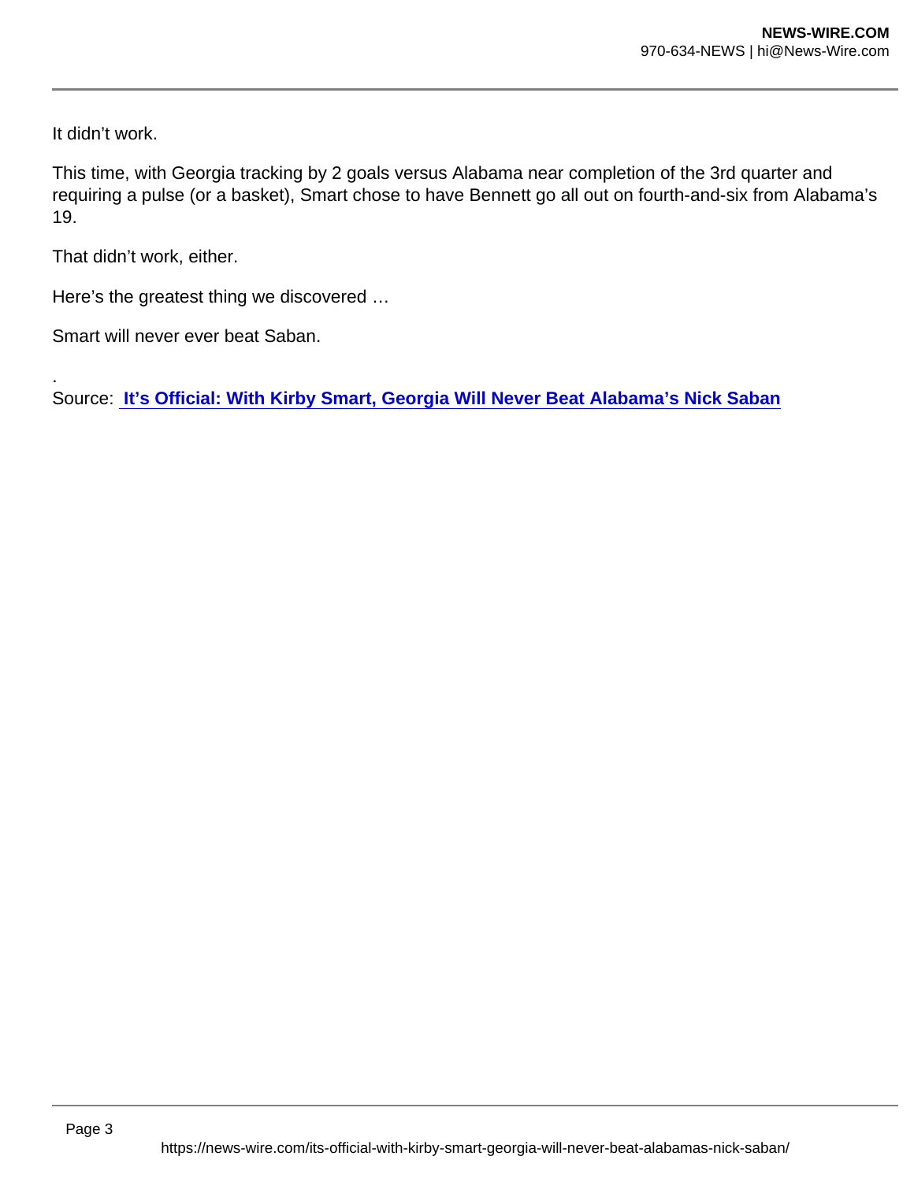It didn’t work.

This time, with Georgia tracking by 2 goals versus Alabama near completion of the 3rd quarter and requiring a pulse (or a basket), Smart chose to have Bennett go all out on fourth-and-six from Alabama’s 19.

That didn’t work, either.

Here’s the greatest thing we discovered …

Smart will never ever beat Saban.

.
Source: **It’s Official: With Kirby Smart, Georgia Will Never Beat Alabama’s Nick Saban**